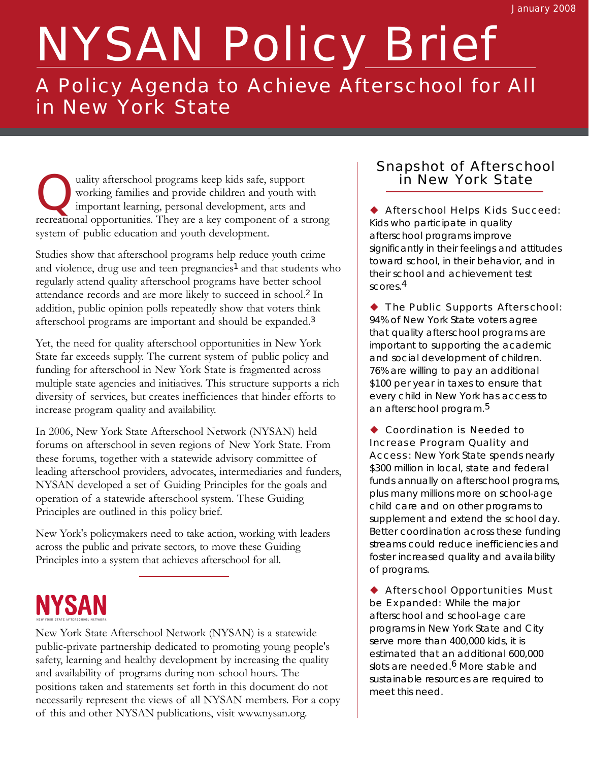January 2008

# NYSAN Policy Brief

## A Policy Agenda to Achieve Afterschool for All in New York State

Quality afterschool programs keep kids safe, support working families and provide children and youth with important learning, personal development, arts and recreational opportunities. They are a key component of a strong system of public education and youth development.

Studies show that afterschool programs help reduce youth crime and violence, drug use and teen pregnancies[1] and that students who regularly attend quality afterschool programs have better school attendance records and are more likely to succeed in school.[2] In addition, public opinion polls repeatedly show that voters think afterschool programs are important and should be expanded.[3]

Yet, the need for quality afterschool opportunities in New York State far exceeds supply. The current system of public policy and funding for afterschool in New York State is fragmented across multiple state agencies and initiatives. This structure supports a rich diversity of services, but creates inefficiences that hinder efforts to increase program quality and availability.

In 2006, New York State Afterschool Network (NYSAN) held forums on afterschool in seven regions of New York State. From these forums, together with a statewide advisory committee of leading afterschool providers, advocates, intermediaries and funders, NYSAN developed a set of Guiding Principles for the goals and operation of a statewide afterschool system. These Guiding Principles are outlined in this policy brief.

New York's policymakers need to take action, working with leaders across the public and private sectors, to move these Guiding Principles into a system that achieves afterschool for all.

**NYSAN**
NEW YORK STATE AFTERSCHOOL NETWORK

New York State Afterschool Network (NYSAN) is a statewide public-private partnership dedicated to promoting young people's safety, learning and healthy development by increasing the quality and availability of programs during non-school hours. The positions taken and statements set forth in this document do not necessarily represent the views of all NYSAN members. For a copy of this and other NYSAN publications, visit www.nysan.org.

### Snapshot of Afterschool in New York State

◆ Afterschool Helps Kids Succeed: Kids who participate in quality afterschool programs improve significantly in their feelings and attitudes toward school, in their behavior, and in their school and achievement test scores.[4]

◆ The Public Supports Afterschool: 94% of New York State voters agree that quality afterschool programs are important to supporting the academic and social development of children. 76% are willing to pay an additional $100 per year in taxes to ensure that every child in New York has access to an afterschool program.[5]

◆ Coordination is Needed to Increase Program Quality and Access: New York State spends nearly $300 million in local, state and federal funds annually on afterschool programs, plus many millions more on school-age child care and on other programs to supplement and extend the school day. Better coordination across these funding streams could reduce inefficiencies and foster increased quality and availability of programs.

◆ Afterschool Opportunities Must be Expanded: While the major afterschool and school-age care programs in New York State and City serve more than 400,000 kids, it is estimated that an additional 600,000 slots are needed.[6] More stable and sustainable resources are required to meet this need.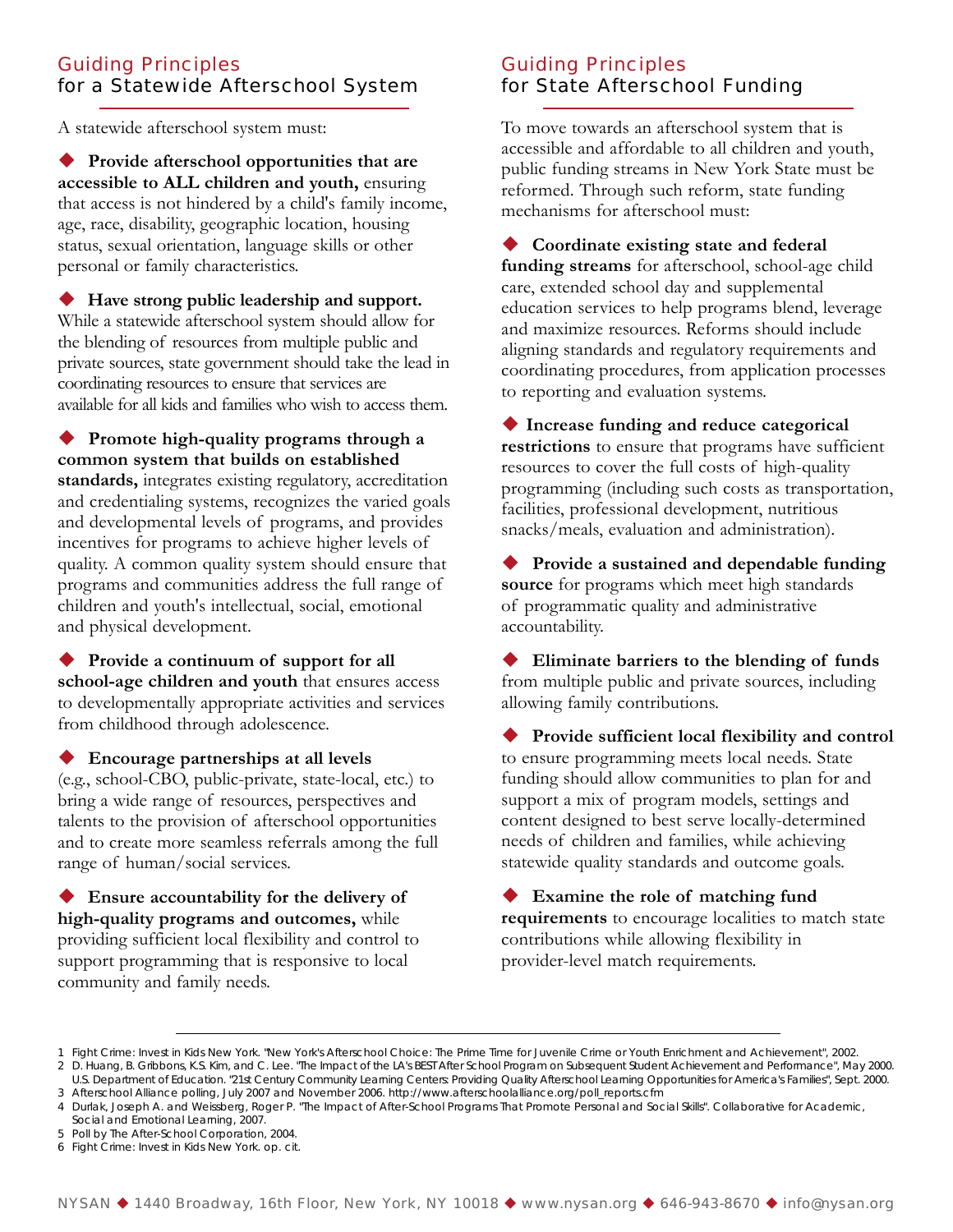## Guiding Principles
### for a Statewide Afterschool System

A statewide afterschool system must:

◆ **Provide afterschool opportunities that are accessible to ALL children and youth,** ensuring that access is not hindered by a child's family income, age, race, disability, geographic location, housing status, sexual orientation, language skills or other personal or family characteristics.

◆ **Have strong public leadership and support.** While a statewide afterschool system should allow for the blending of resources from multiple public and private sources, state government should take the lead in coordinating resources to ensure that services are available for all kids and families who wish to access them.

◆ **Promote high-quality programs through a common system that builds on established standards,** integrates existing regulatory, accreditation and credentialing systems, recognizes the varied goals and developmental levels of programs, and provides incentives for programs to achieve higher levels of quality. A common quality system should ensure that programs and communities address the full range of children and youth's intellectual, social, emotional and physical development.

◆ **Provide a continuum of support for all school-age children and youth** that ensures access to developmentally appropriate activities and services from childhood through adolescence.

◆ **Encourage partnerships at all levels** (e.g., school-CBO, public-private, state-local, etc.) to bring a wide range of resources, perspectives and talents to the provision of afterschool opportunities and to create more seamless referrals among the full range of human/social services.

◆ **Ensure accountability for the delivery of high-quality programs and outcomes,** while providing sufficient local flexibility and control to support programming that is responsive to local community and family needs.

## Guiding Principles
### for State Afterschool Funding

To move towards an afterschool system that is accessible and affordable to all children and youth, public funding streams in New York State must be reformed. Through such reform, state funding mechanisms for afterschool must:

◆ **Coordinate existing state and federal funding streams** for afterschool, school-age child care, extended school day and supplemental education services to help programs blend, leverage and maximize resources. Reforms should include aligning standards and regulatory requirements and coordinating procedures, from application processes to reporting and evaluation systems.

◆ **Increase funding and reduce categorical restrictions** to ensure that programs have sufficient resources to cover the full costs of high-quality programming (including such costs as transportation, facilities, professional development, nutritious snacks/meals, evaluation and administration).

◆ **Provide a sustained and dependable funding source** for programs which meet high standards of programmatic quality and administrative accountability.

◆ **Eliminate barriers to the blending of funds** from multiple public and private sources, including allowing family contributions.

◆ **Provide sufficient local flexibility and control** to ensure programming meets local needs. State funding should allow communities to plan for and support a mix of program models, settings and content designed to best serve locally-determined needs of children and families, while achieving statewide quality standards and outcome goals.

◆ **Examine the role of matching fund requirements** to encourage localities to match state contributions while allowing flexibility in provider-level match requirements.

---

1 Fight Crime: Invest in Kids New York. "New York's Afterschool Choice: The Prime Time for Juvenile Crime or Youth Enrichment and Achievement", 2002.
2 D. Huang, B. Gribbons, K.S. Kim, and C. Lee. "The Impact of the LA's BEST After School Program on Subsequent Student Achievement and Performance", May 2000. U.S. Department of Education. "21st Century Community Learning Centers: Providing Quality Afterschool Learning Opportunities for America's Families", Sept. 2000.
3 Afterschool Alliance polling, July 2007 and November 2006. http://www.afterschoolalliance.org/poll_reports.cfm
4 Durlak, Joseph A. and Weissberg, Roger P. "The Impact of After-School Programs That Promote Personal and Social Skills". Collaborative for Academic, Social and Emotional Learning, 2007.
5 Poll by The After-School Corporation, 2004.
6 Fight Crime: Invest in Kids New York. op. cit.

NYSAN ◆ 1440 Broadway, 16th Floor, New York, NY 10018 ◆ www.nysan.org ◆ 646-943-8670 ◆ info@nysan.org